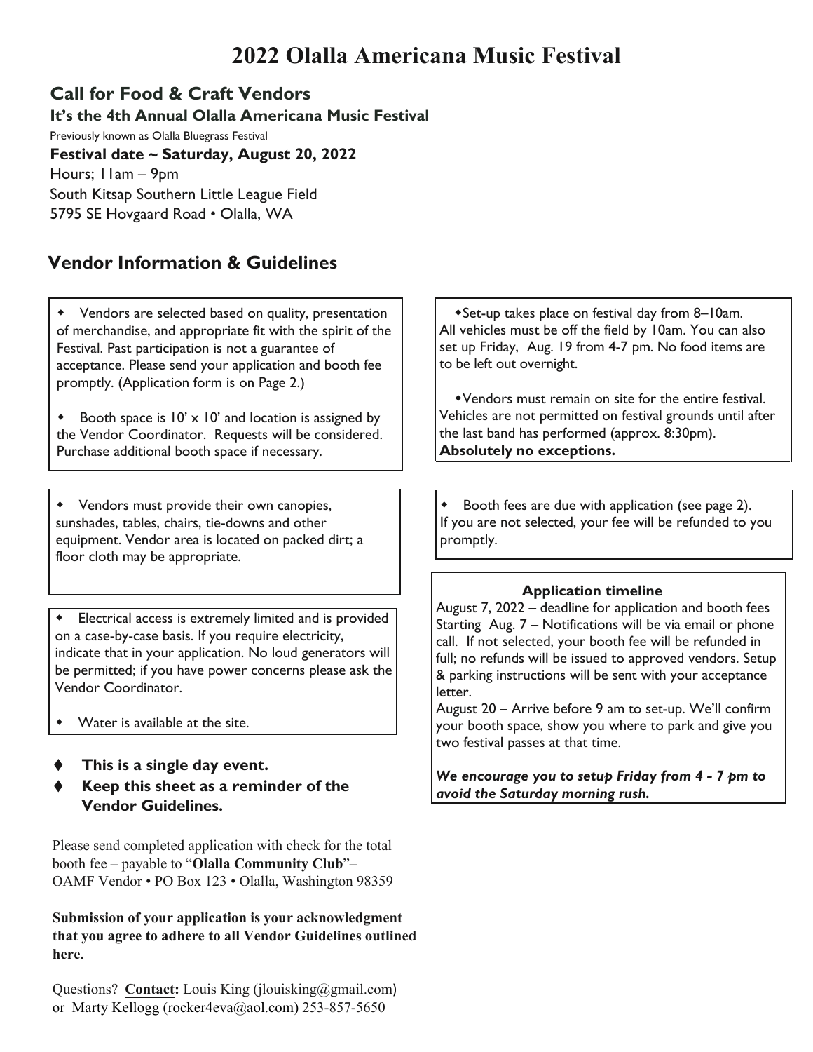# 2022 Olalla Americana Music Festival

## Call for Food & Craft Vendors

**It's the 4th Annual Olalla Americana Music Festival**

Previously known as Olalla Bluegrass Festival

**Festival date ~ Saturday, August 20, 2022**

Hours; 11am – 9pm

South Kitsap Southern Little League Field

5795 SE Hovgaard Road • Olalla, WA

## Vendor Information & Guidelines

- Vendors are selected based on quality, presentation of merchandise, and appropriate fit with the spirit of the Festival. Past participation is not a guarantee of acceptance. Please send your application and booth fee promptly. (Application form is on Page 2.)

- Booth space is 10' x 10' and location is assigned by the Vendor Coordinator. Requests will be considered. Purchase additional booth space if necessary.

- Vendors must provide their own canopies, sunshades, tables, chairs, tie-downs and other equipment. Vendor area is located on packed dirt; a floor cloth may be appropriate.

- Electrical access is extremely limited and is provided on a case-by-case basis. If you require electricity, indicate that in your application. No loud generators will be permitted; if you have power concerns please ask the Vendor Coordinator.

- Water is available at the site.

- **This is a single day event.**
- **Keep this sheet as a reminder of the Vendor Guidelines.**

Please send completed application with check for the total booth fee – payable to "**Olalla Community Club**"– OAMF Vendor • PO Box 123 • Olalla, Washington 98359

**Submission of your application is your acknowledgment that you agree to adhere to all Vendor Guidelines outlined here.**

Questions? **Contact:** Louis King (jlouisking@gmail.com) or Marty Kellogg (rocker4eva@aol.com) 253-857-5650

- Set-up takes place on festival day from 8–10am. All vehicles must be off the field by 10am. You can also set up Friday, Aug. 19 from 4-7 pm. No food items are to be left out overnight.

- Vendors must remain on site for the entire festival. Vehicles are not permitted on festival grounds until after the last band has performed (approx. 8:30pm). **Absolutely no exceptions.**

- Booth fees are due with application (see page 2). If you are not selected, your fee will be refunded to you promptly.

**Application timeline**

August 7, 2022 – deadline for application and booth fees

Starting Aug. 7 – Notifications will be via email or phone call. If not selected, your booth fee will be refunded in full; no refunds will be issued to approved vendors. Setup & parking instructions will be sent with your acceptance letter.

August 20 – Arrive before 9 am to set-up. We'll confirm your booth space, show you where to park and give you two festival passes at that time.

***We encourage you to setup Friday from 4 - 7 pm to avoid the Saturday morning rush.***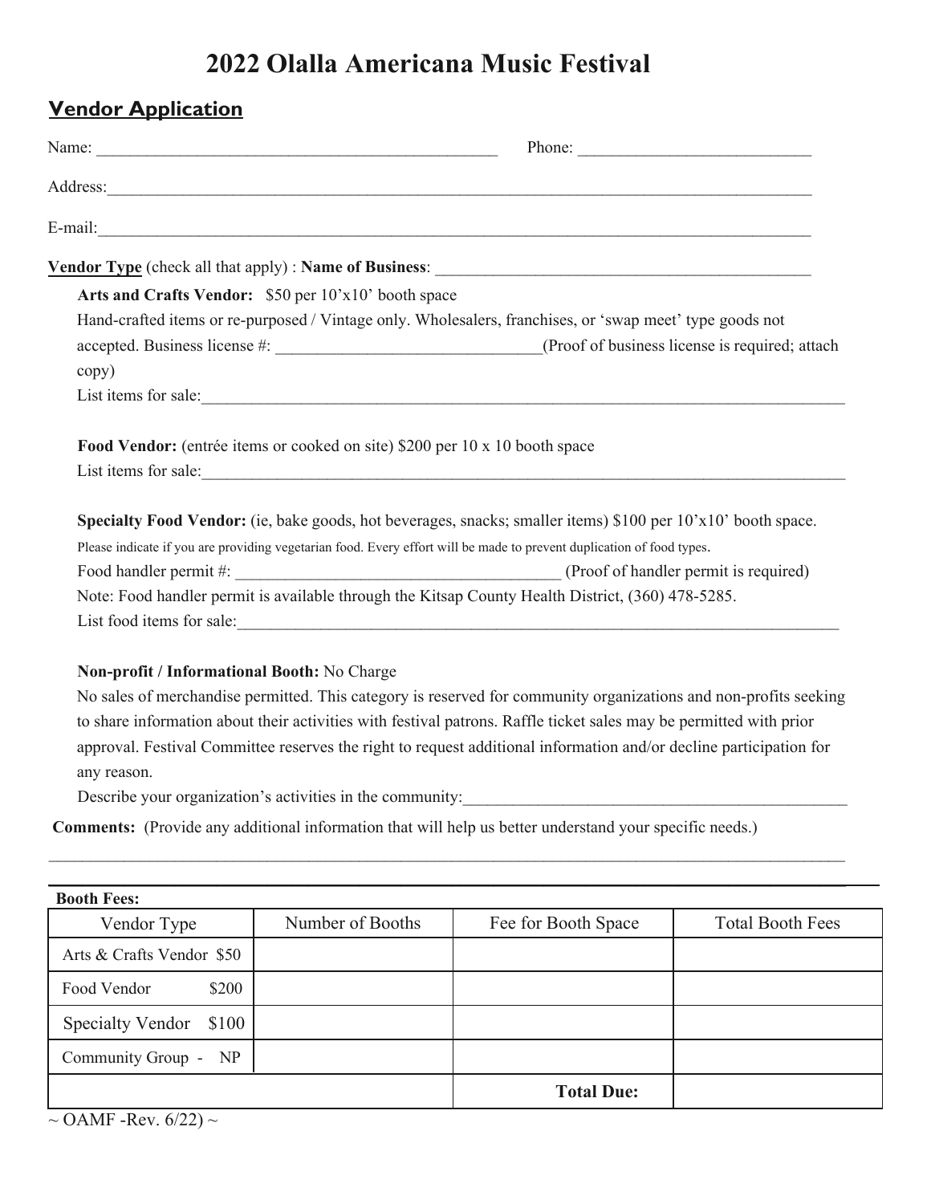# 2022 Olalla Americana Music Festival

## Vendor Application

Name: ______________________________________________ Phone: __________________________

Address:______________________________________________________________________________

E-mail:_______________________________________________________________________________

**Vendor Type** (check all that apply) : **Name of Business**: ____________________________________________

**Arts and Crafts Vendor:** $50 per 10'x10' booth space

Hand-crafted items or re-purposed / Vintage only. Wholesalers, franchises, or 'swap meet' type goods not accepted. Business license #: ______________________________(Proof of business license is required; attach copy)

List items for sale:___________________________________________________________________________

**Food Vendor:** (entrée items or cooked on site) $200 per 10 x 10 booth space

List items for sale:___________________________________________________________________________

**Specialty Food Vendor:** (ie, bake goods, hot beverages, snacks; smaller items) $100 per 10'x10' booth space.

Please indicate if you are providing vegetarian food. Every effort will be made to prevent duplication of food types.

Food handler permit #: _____________________________________ (Proof of handler permit is required)

Note: Food handler permit is available through the Kitsap County Health District, (360) 478-5285.

List food items for sale:______________________________________________________________________

**Non-profit / Informational Booth:** No Charge

No sales of merchandise permitted. This category is reserved for community organizations and non-profits seeking to share information about their activities with festival patrons. Raffle ticket sales may be permitted with prior approval. Festival Committee reserves the right to request additional information and/or decline participation for any reason.

Describe your organization's activities in the community:_____________________________________________

**Comments:** (Provide any additional information that will help us better understand your specific needs.)

______________________________________________________________________________________________

**Booth Fees:**

| Vendor Type | Number of Booths | Fee for Booth Space | Total Booth Fees |
|---|---|---|---|
| Arts & Crafts Vendor $50 | | | |
| Food Vendor $200 | | | |
| Specialty Vendor $100 | | | |
| Community Group - NP | | | |
| | | **Total Due:** | |

~ OAMF -Rev. 6/22) ~